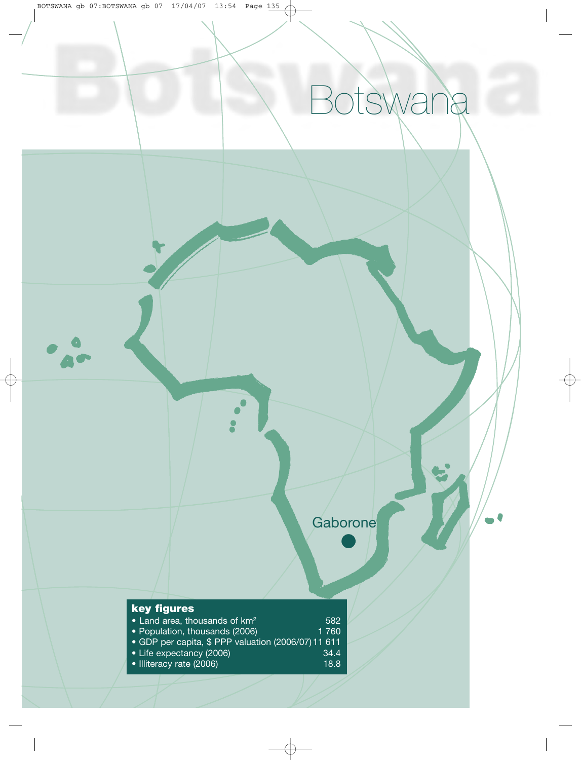# Botswana

Gaborone

**key figures**

| | |
|---|---|
| • Land area, thousands of km² | 582 |
| • Population, thousands (2006) | 1 760 |
| • GDP per capita, $ PPP valuation (2006/07) | 11 611 |
| • Life expectancy (2006) | 34.4 |
| • Illiteracy rate (2006) | 18.8 |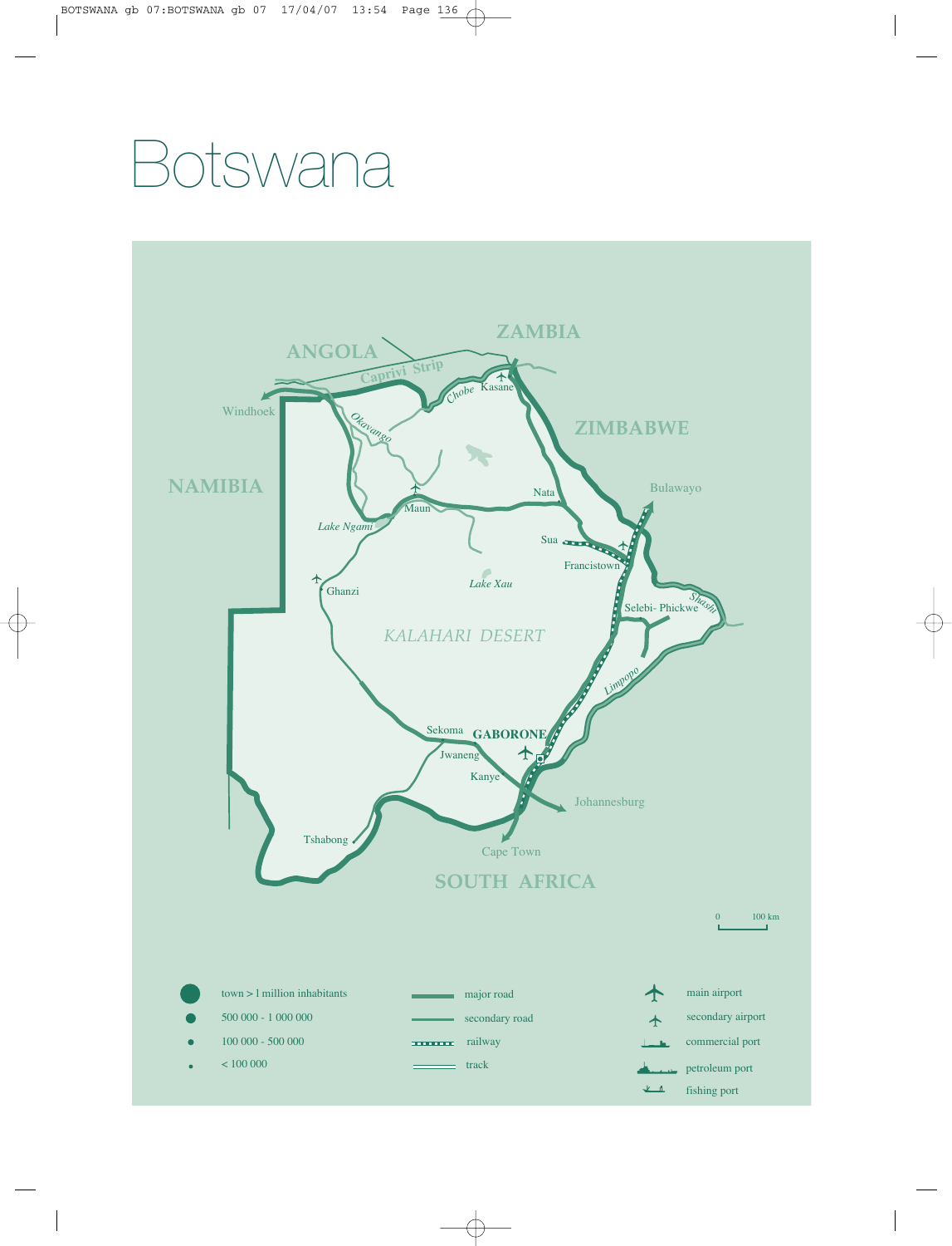# Botswana

ANGOLA

ZAMBIA

Caprivi Strip

Chobe

Kasane

Windhoek

Okavango

ZIMBABWE

NAMIBIA

Nata

Bulawayo

Maun

Lake Ngami

Sua

Francistown

Ghanzi

Lake Xau

Selebi- Phickwe

Shashi

KALAHARI DESERT

Limpopo

Sekoma

GABORONE

Jwaneng

Kanye

Johannesburg

Tshabong

Cape Town

SOUTH AFRICA

0 100 km

| | | | | | |
|---|---|---|---|---|---|
| ● | town > 1 million inhabitants | | major road | | main airport |
| ● | 500 000 - 1 000 000 | | secondary road | | secondary airport |
| • | 100 000 - 500 000 | | railway | | commercial port |
| · | < 100 000 | | track | | petroleum port |
| | | | | | fishing port |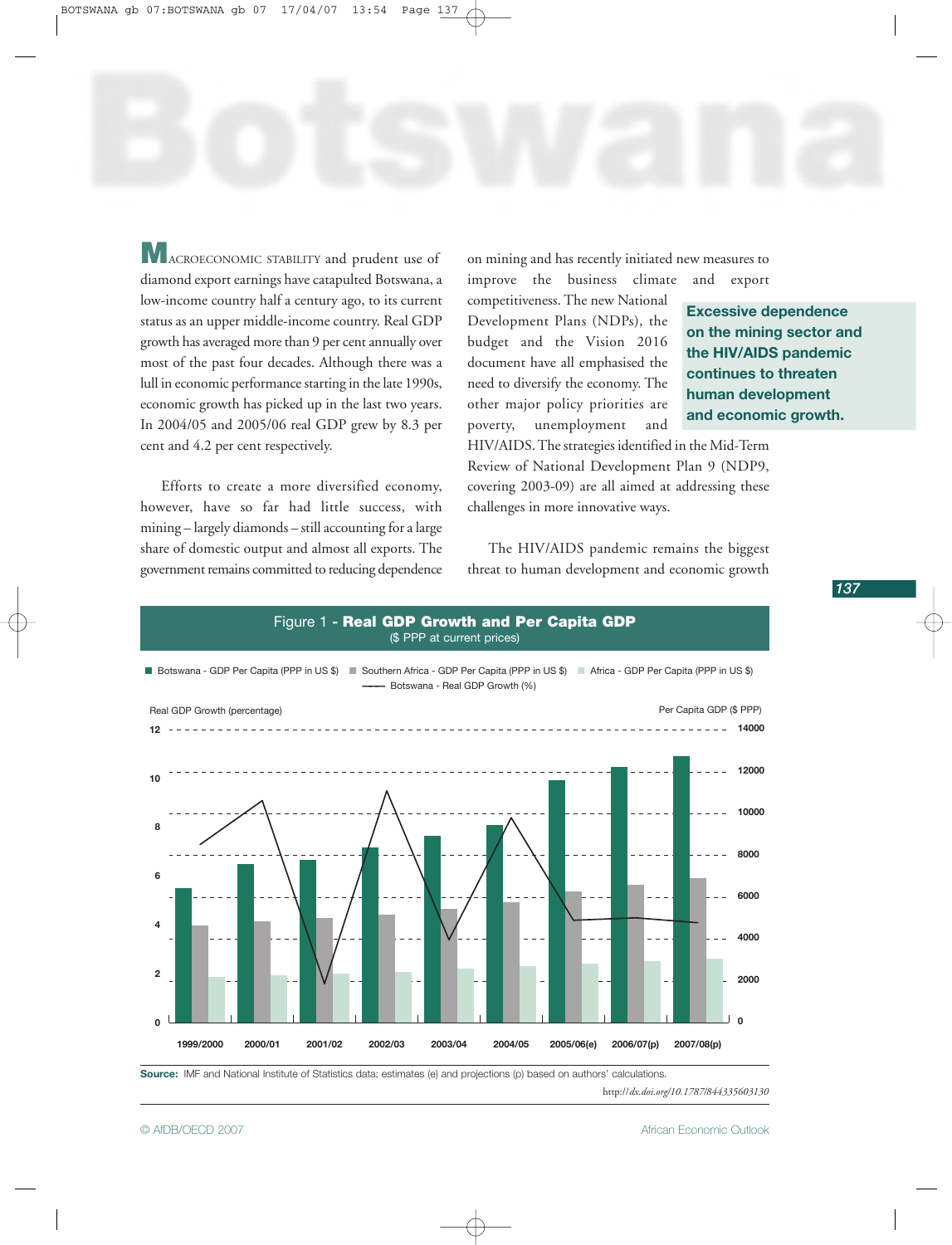# Botswana

MACROECONOMIC STABILITY and prudent use of diamond export earnings have catapulted Botswana, a low-income country half a century ago, to its current status as an upper middle-income country. Real GDP growth has averaged more than 9 per cent annually over most of the past four decades. Although there was a lull in economic performance starting in the late 1990s, economic growth has picked up in the last two years. In 2004/05 and 2005/06 real GDP grew by 8.3 per cent and 4.2 per cent respectively.

Efforts to create a more diversified economy, however, have so far had little success, with mining – largely diamonds – still accounting for a large share of domestic output and almost all exports. The government remains committed to reducing dependence on mining and has recently initiated new measures to improve the business climate and export competitiveness. The new National Development Plans (NDPs), the budget and the Vision 2016 document have all emphasised the need to diversify the economy. The other major policy priorities are poverty, unemployment and HIV/AIDS. The strategies identified in the Mid-Term Review of National Development Plan 9 (NDP9, covering 2003-09) are all aimed at addressing these challenges in more innovative ways.

**Excessive dependence on the mining sector and the HIV/AIDS pandemic continues to threaten human development and economic growth.**

The HIV/AIDS pandemic remains the biggest threat to human development and economic growth

Figure 1 - **Real GDP Growth and Per Capita GDP**
($ PPP at current prices)

Source: IMF and National Institute of Statistics data; estimates (e) and projections (p) based on authors' calculations.

http://dx.doi.org/10.1787/844335603130

© AfDB/OECD 2007 African Economic Outlook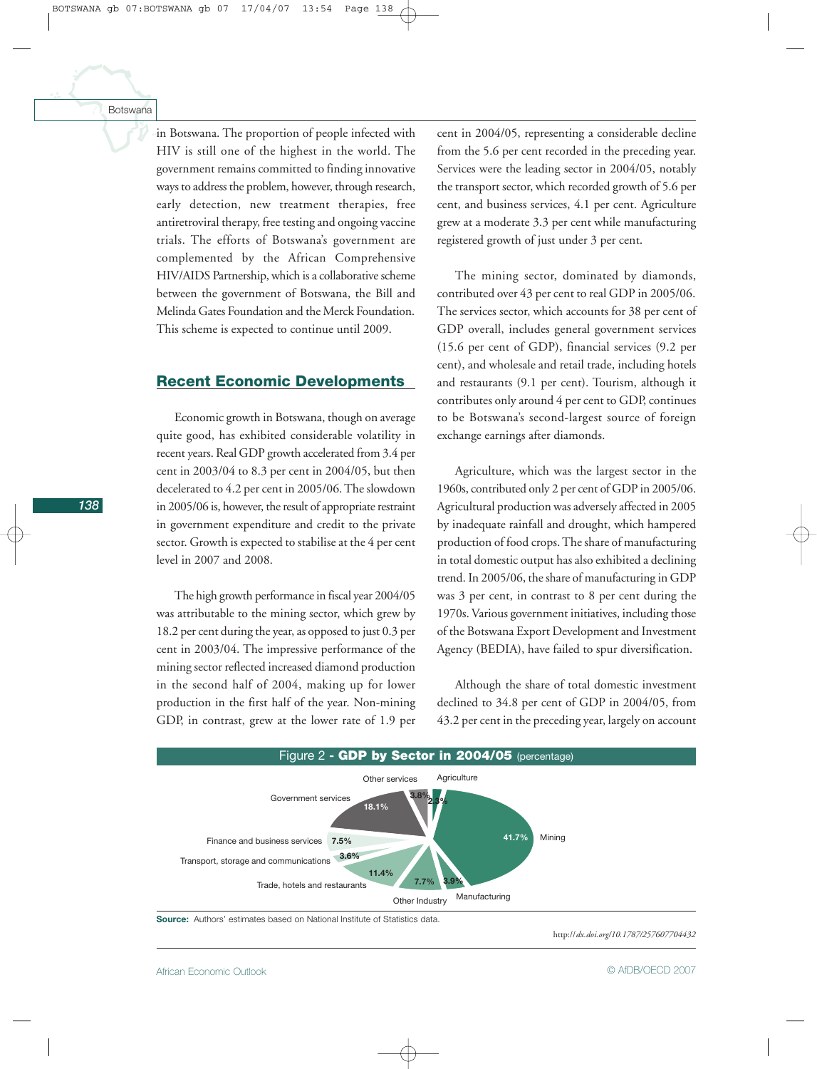in Botswana. The proportion of people infected with HIV is still one of the highest in the world. The government remains committed to finding innovative ways to address the problem, however, through research, early detection, new treatment therapies, free antiretroviral therapy, free testing and ongoing vaccine trials. The efforts of Botswana's government are complemented by the African Comprehensive HIV/AIDS Partnership, which is a collaborative scheme between the government of Botswana, the Bill and Melinda Gates Foundation and the Merck Foundation. This scheme is expected to continue until 2009.

## Recent Economic Developments

Economic growth in Botswana, though on average quite good, has exhibited considerable volatility in recent years. Real GDP growth accelerated from 3.4 per cent in 2003/04 to 8.3 per cent in 2004/05, but then decelerated to 4.2 per cent in 2005/06. The slowdown in 2005/06 is, however, the result of appropriate restraint in government expenditure and credit to the private sector. Growth is expected to stabilise at the 4 per cent level in 2007 and 2008.

The high growth performance in fiscal year 2004/05 was attributable to the mining sector, which grew by 18.2 per cent during the year, as opposed to just 0.3 per cent in 2003/04. The impressive performance of the mining sector reflected increased diamond production in the second half of 2004, making up for lower production in the first half of the year. Non-mining GDP, in contrast, grew at the lower rate of 1.9 per cent in 2004/05, representing a considerable decline from the 5.6 per cent recorded in the preceding year. Services were the leading sector in 2004/05, notably the transport sector, which recorded growth of 5.6 per cent, and business services, 4.1 per cent. Agriculture grew at a moderate 3.3 per cent while manufacturing registered growth of just under 3 per cent.

The mining sector, dominated by diamonds, contributed over 43 per cent to real GDP in 2005/06. The services sector, which accounts for 38 per cent of GDP overall, includes general government services (15.6 per cent of GDP), financial services (9.2 per cent), and wholesale and retail trade, including hotels and restaurants (9.1 per cent). Tourism, although it contributes only around 4 per cent to GDP, continues to be Botswana's second-largest source of foreign exchange earnings after diamonds.

Agriculture, which was the largest sector in the 1960s, contributed only 2 per cent of GDP in 2005/06. Agricultural production was adversely affected in 2005 by inadequate rainfall and drought, which hampered production of food crops. The share of manufacturing in total domestic output has also exhibited a declining trend. In 2005/06, the share of manufacturing in GDP was 3 per cent, in contrast to 8 per cent during the 1970s. Various government initiatives, including those of the Botswana Export Development and Investment Agency (BEDIA), have failed to spur diversification.

Although the share of total domestic investment declined to 34.8 per cent of GDP in 2004/05, from 43.2 per cent in the preceding year, largely on account

**Figure 2 - GDP by Sector in 2004/05** (percentage)

| Sector | Share (%) |
|---|---|
| Agriculture | 2.3 |
| Mining | 41.7 |
| Manufacturing | 3.9 |
| Other Industry | 7.7 |
| Trade, hotels and restaurants | 11.4 |
| Transport, storage and communications | 3.6 |
| Finance and business services | 7.5 |
| Government services | 18.1 |
| Other services | 3.8 |

**Source:** Authors' estimates based on National Institute of Statistics data.

http://*dx.doi.org/10.1787/257607704432*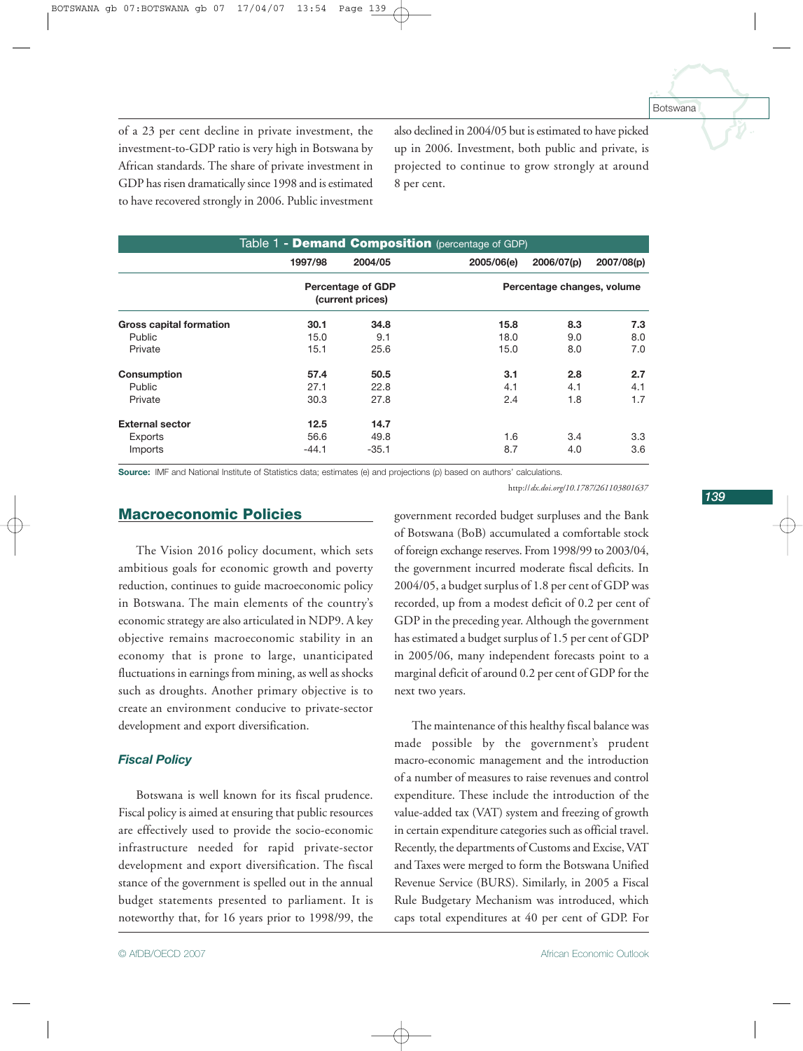of a 23 per cent decline in private investment, the investment-to-GDP ratio is very high in Botswana by African standards. The share of private investment in GDP has risen dramatically since 1998 and is estimated to have recovered strongly in 2006. Public investment also declined in 2004/05 but is estimated to have picked up in 2006. Investment, both public and private, is projected to continue to grow strongly at around 8 per cent.

**Table 1 - Demand Composition** (percentage of GDP)

| | 1997/98 | 2004/05 | 2005/06(e) | 2006/07(p) | 2007/08(p) |
|---|---|---|---|---|---|
| | Percentage of GDP (current prices) | | Percentage changes, volume | | |
| **Gross capital formation** | **30.1** | **34.8** | **15.8** | **8.3** | **7.3** |
| Public | 15.0 | 9.1 | 18.0 | 9.0 | 8.0 |
| Private | 15.1 | 25.6 | 15.0 | 8.0 | 7.0 |
| **Consumption** | **57.4** | **50.5** | **3.1** | **2.8** | **2.7** |
| Public | 27.1 | 22.8 | 4.1 | 4.1 | 4.1 |
| Private | 30.3 | 27.8 | 2.4 | 1.8 | 1.7 |
| **External sector** | **12.5** | **14.7** | | | |
| Exports | 56.6 | 49.8 | 1.6 | 3.4 | 3.3 |
| Imports | -44.1 | -35.1 | 8.7 | 4.0 | 3.6 |

**Source:** IMF and National Institute of Statistics data; estimates (e) and projections (p) based on authors' calculations.

http://dx.doi.org/10.1787/261103801637

## Macroeconomic Policies

The Vision 2016 policy document, which sets ambitious goals for economic growth and poverty reduction, continues to guide macroeconomic policy in Botswana. The main elements of the country's economic strategy are also articulated in NDP9. A key objective remains macroeconomic stability in an economy that is prone to large, unanticipated fluctuations in earnings from mining, as well as shocks such as droughts. Another primary objective is to create an environment conducive to private-sector development and export diversification.

### *Fiscal Policy*

Botswana is well known for its fiscal prudence. Fiscal policy is aimed at ensuring that public resources are effectively used to provide the socio-economic infrastructure needed for rapid private-sector development and export diversification. The fiscal stance of the government is spelled out in the annual budget statements presented to parliament. It is noteworthy that, for 16 years prior to 1998/99, the government recorded budget surpluses and the Bank of Botswana (BoB) accumulated a comfortable stock of foreign exchange reserves. From 1998/99 to 2003/04, the government incurred moderate fiscal deficits. In 2004/05, a budget surplus of 1.8 per cent of GDP was recorded, up from a modest deficit of 0.2 per cent of GDP in the preceding year. Although the government has estimated a budget surplus of 1.5 per cent of GDP in 2005/06, many independent forecasts point to a marginal deficit of around 0.2 per cent of GDP for the next two years.

The maintenance of this healthy fiscal balance was made possible by the government's prudent macro-economic management and the introduction of a number of measures to raise revenues and control expenditure. These include the introduction of the value-added tax (VAT) system and freezing of growth in certain expenditure categories such as official travel. Recently, the departments of Customs and Excise, VAT and Taxes were merged to form the Botswana Unified Revenue Service (BURS). Similarly, in 2005 a Fiscal Rule Budgetary Mechanism was introduced, which caps total expenditures at 40 per cent of GDP. For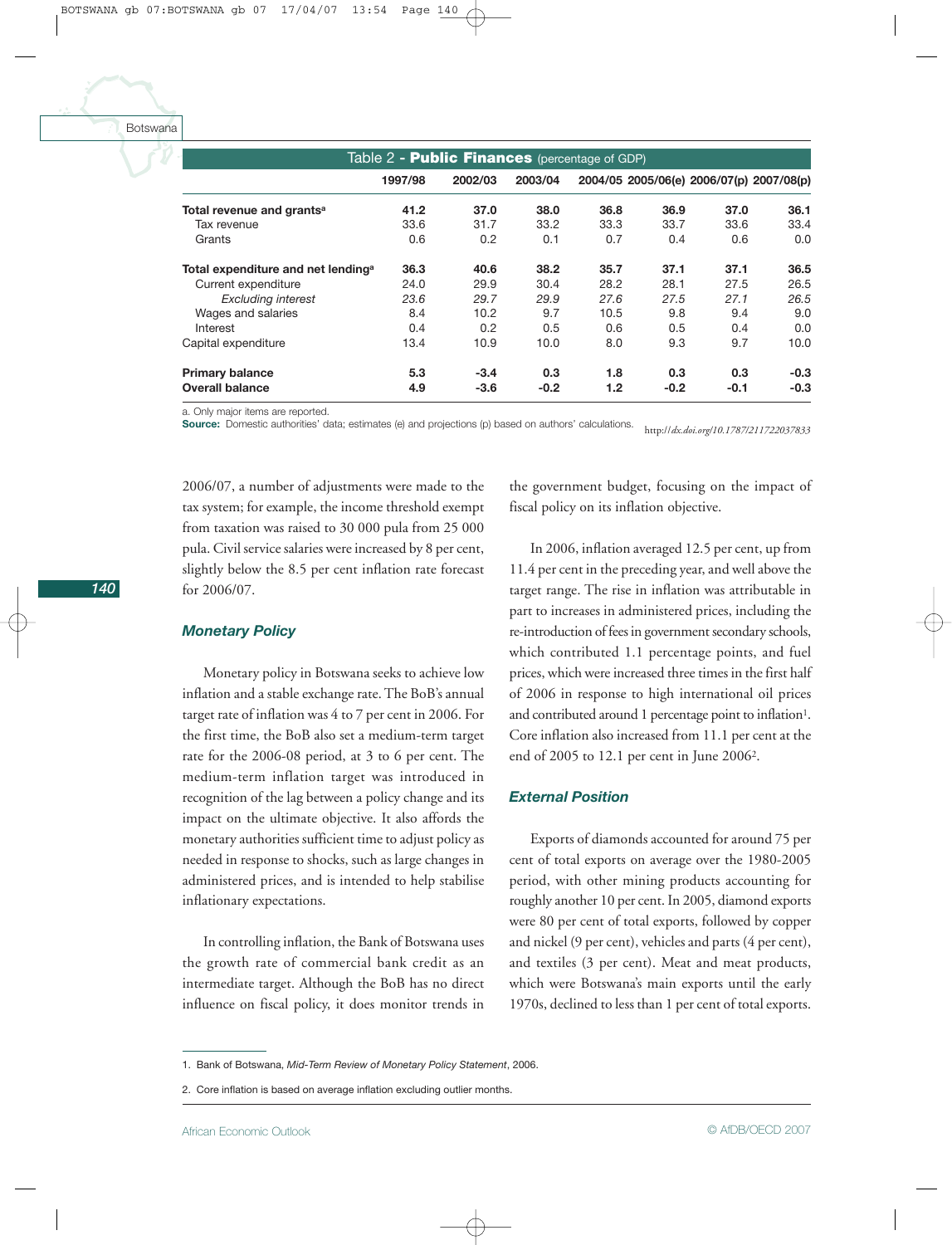Table 2 - **Public Finances** (percentage of GDP)

| | 1997/98 | 2002/03 | 2003/04 | 2004/05 | 2005/06(e) | 2006/07(p) | 2007/08(p) |
|---|---|---|---|---|---|---|---|
| **Total revenue and grants**[a] | **41.2** | **37.0** | **38.0** | **36.8** | **36.9** | **37.0** | **36.1** |
| Tax revenue | 33.6 | 31.7 | 33.2 | 33.3 | 33.7 | 33.6 | 33.4 |
| Grants | 0.6 | 0.2 | 0.1 | 0.7 | 0.4 | 0.6 | 0.0 |
| **Total expenditure and net lending**[a] | **36.3** | **40.6** | **38.2** | **35.7** | **37.1** | **37.1** | **36.5** |
| Current expenditure | 24.0 | 29.9 | 30.4 | 28.2 | 28.1 | 27.5 | 26.5 |
| *Excluding interest* | *23.6* | *29.7* | *29.9* | *27.6* | *27.5* | *27.1* | *26.5* |
| Wages and salaries | 8.4 | 10.2 | 9.7 | 10.5 | 9.8 | 9.4 | 9.0 |
| Interest | 0.4 | 0.2 | 0.5 | 0.6 | 0.5 | 0.4 | 0.0 |
| Capital expenditure | 13.4 | 10.9 | 10.0 | 8.0 | 9.3 | 9.7 | 10.0 |
| **Primary balance** | **5.3** | **-3.4** | **0.3** | **1.8** | **0.3** | **0.3** | **-0.3** |
| **Overall balance** | **4.9** | **-3.6** | **-0.2** | **1.2** | **-0.2** | **-0.1** | **-0.3** |

a. Only major items are reported.
**Source:** Domestic authorities' data; estimates (e) and projections (p) based on authors' calculations. http://dx.doi.org/10.1787/211722037833

2006/07, a number of adjustments were made to the tax system; for example, the income threshold exempt from taxation was raised to 30 000 pula from 25 000 pula. Civil service salaries were increased by 8 per cent, slightly below the 8.5 per cent inflation rate forecast for 2006/07.

### Monetary Policy

Monetary policy in Botswana seeks to achieve low inflation and a stable exchange rate. The BoB's annual target rate of inflation was 4 to 7 per cent in 2006. For the first time, the BoB also set a medium-term target rate for the 2006-08 period, at 3 to 6 per cent. The medium-term inflation target was introduced in recognition of the lag between a policy change and its impact on the ultimate objective. It also affords the monetary authorities sufficient time to adjust policy as needed in response to shocks, such as large changes in administered prices, and is intended to help stabilise inflationary expectations.

In controlling inflation, the Bank of Botswana uses the growth rate of commercial bank credit as an intermediate target. Although the BoB has no direct influence on fiscal policy, it does monitor trends in the government budget, focusing on the impact of fiscal policy on its inflation objective.

In 2006, inflation averaged 12.5 per cent, up from 11.4 per cent in the preceding year, and well above the target range. The rise in inflation was attributable in part to increases in administered prices, including the re-introduction of fees in government secondary schools, which contributed 1.1 percentage points, and fuel prices, which were increased three times in the first half of 2006 in response to high international oil prices and contributed around 1 percentage point to inflation[1]. Core inflation also increased from 11.1 per cent at the end of 2005 to 12.1 per cent in June 2006[2].

### External Position

Exports of diamonds accounted for around 75 per cent of total exports on average over the 1980-2005 period, with other mining products accounting for roughly another 10 per cent. In 2005, diamond exports were 80 per cent of total exports, followed by copper and nickel (9 per cent), vehicles and parts (4 per cent), and textiles (3 per cent). Meat and meat products, which were Botswana's main exports until the early 1970s, declined to less than 1 per cent of total exports.

1. Bank of Botswana, *Mid-Term Review of Monetary Policy Statement*, 2006.

2. Core inflation is based on average inflation excluding outlier months.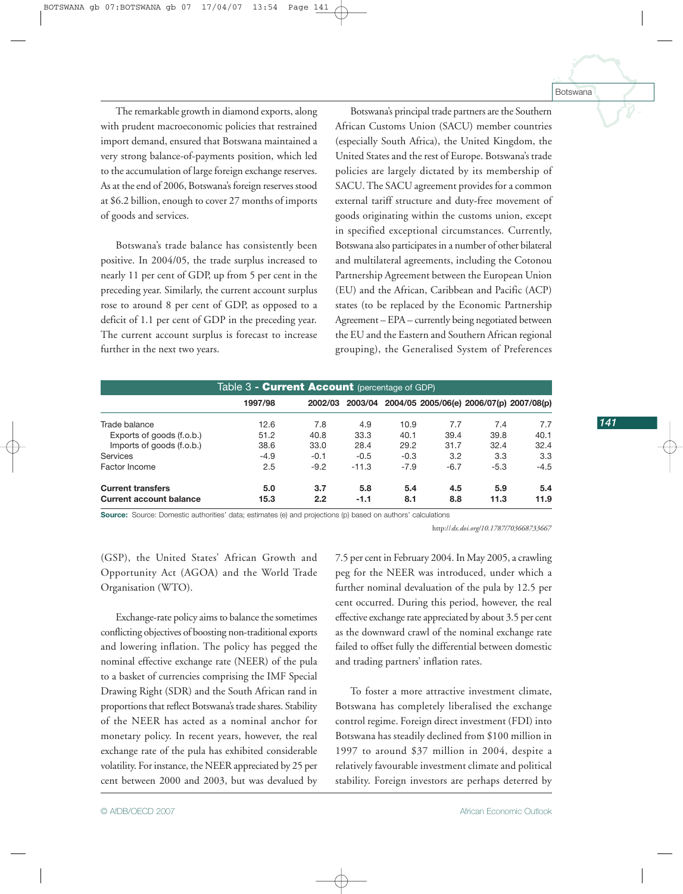The remarkable growth in diamond exports, along with prudent macroeconomic policies that restrained import demand, ensured that Botswana maintained a very strong balance-of-payments position, which led to the accumulation of large foreign exchange reserves. As at the end of 2006, Botswana's foreign reserves stood at $6.2 billion, enough to cover 27 months of imports of goods and services.

Botswana's trade balance has consistently been positive. In 2004/05, the trade surplus increased to nearly 11 per cent of GDP, up from 5 per cent in the preceding year. Similarly, the current account surplus rose to around 8 per cent of GDP, as opposed to a deficit of 1.1 per cent of GDP in the preceding year. The current account surplus is forecast to increase further in the next two years.

Botswana's principal trade partners are the Southern African Customs Union (SACU) member countries (especially South Africa), the United Kingdom, the United States and the rest of Europe. Botswana's trade policies are largely dictated by its membership of SACU. The SACU agreement provides for a common external tariff structure and duty-free movement of goods originating within the customs union, except in specified exceptional circumstances. Currently, Botswana also participates in a number of other bilateral and multilateral agreements, including the Cotonou Partnership Agreement between the European Union (EU) and the African, Caribbean and Pacific (ACP) states (to be replaced by the Economic Partnership Agreement – EPA – currently being negotiated between the EU and the Eastern and Southern African regional grouping), the Generalised System of Preferences (GSP), the United States' African Growth and Opportunity Act (AGOA) and the World Trade Organisation (WTO).

**Table 3 - Current Account** (percentage of GDP)

| | 1997/98 | 2002/03 | 2003/04 | 2004/05 | 2005/06(e) | 2006/07(p) | 2007/08(p) |
|---|---|---|---|---|---|---|---|
| Trade balance | 12.6 | 7.8 | 4.9 | 10.9 | 7.7 | 7.4 | 7.7 |
| Exports of goods (f.o.b.) | 51.2 | 40.8 | 33.3 | 40.1 | 39.4 | 39.8 | 40.1 |
| Imports of goods (f.o.b.) | 38.6 | 33.0 | 28.4 | 29.2 | 31.7 | 32.4 | 32.4 |
| Services | -4.9 | -0.1 | -0.5 | -0.3 | 3.2 | 3.3 | 3.3 |
| Factor Income | 2.5 | -9.2 | -11.3 | -7.9 | -6.7 | -5.3 | -4.5 |
| **Current transfers** | **5.0** | **3.7** | **5.8** | **5.4** | **4.5** | **5.9** | **5.4** |
| **Current account balance** | **15.3** | **2.2** | **-1.1** | **8.1** | **8.8** | **11.3** | **11.9** |

**Source:** Source: Domestic authorities' data; estimates (e) and projections (p) based on authors' calculations

http://*dx.doi.org/10.1787/703668733667*

Exchange-rate policy aims to balance the sometimes conflicting objectives of boosting non-traditional exports and lowering inflation. The policy has pegged the nominal effective exchange rate (NEER) of the pula to a basket of currencies comprising the IMF Special Drawing Right (SDR) and the South African rand in proportions that reflect Botswana's trade shares. Stability of the NEER has acted as a nominal anchor for monetary policy. In recent years, however, the real exchange rate of the pula has exhibited considerable volatility. For instance, the NEER appreciated by 25 per cent between 2000 and 2003, but was devalued by 7.5 per cent in February 2004. In May 2005, a crawling peg for the NEER was introduced, under which a further nominal devaluation of the pula by 12.5 per cent occurred. During this period, however, the real effective exchange rate appreciated by about 3.5 per cent as the downward crawl of the nominal exchange rate failed to offset fully the differential between domestic and trading partners' inflation rates.

To foster a more attractive investment climate, Botswana has completely liberalised the exchange control regime. Foreign direct investment (FDI) into Botswana has steadily declined from $100 million in 1997 to around $37 million in 2004, despite a relatively favourable investment climate and political stability. Foreign investors are perhaps deterred by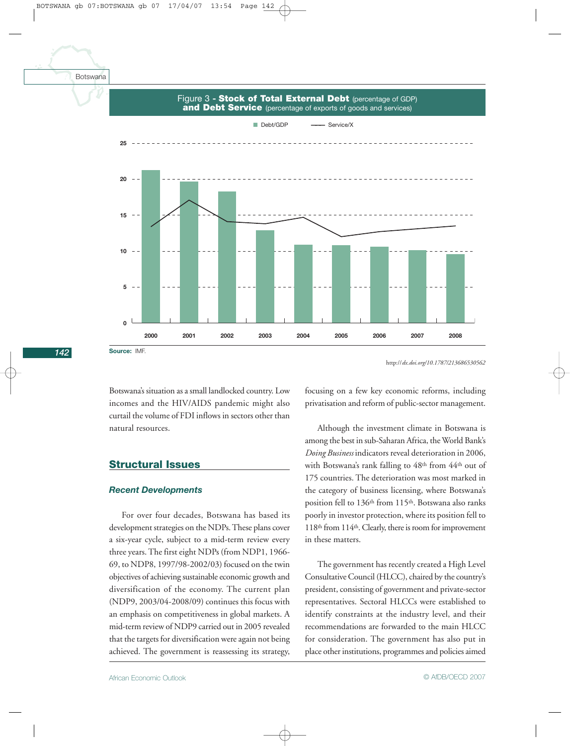Figure 3 - **Stock of Total External Debt** (percentage of GDP) **and Debt Service** (percentage of exports of goods and services)

**Source:** IMF.

http://dx.doi.org/10.1787/213686530562

Botswana's situation as a small landlocked country. Low incomes and the HIV/AIDS pandemic might also curtail the volume of FDI inflows in sectors other than natural resources.

## Structural Issues

### *Recent Developments*

For over four decades, Botswana has based its development strategies on the NDPs. These plans cover a six-year cycle, subject to a mid-term review every three years. The first eight NDPs (from NDP1, 1966-69, to NDP8, 1997/98-2002/03) focused on the twin objectives of achieving sustainable economic growth and diversification of the economy. The current plan (NDP9, 2003/04-2008/09) continues this focus with an emphasis on competitiveness in global markets. A mid-term review of NDP9 carried out in 2005 revealed that the targets for diversification were again not being achieved. The government is reassessing its strategy, focusing on a few key economic reforms, including privatisation and reform of public-sector management.

Although the investment climate in Botswana is among the best in sub-Saharan Africa, the World Bank's *Doing Business* indicators reveal deterioration in 2006, with Botswana's rank falling to 48th from 44th out of 175 countries. The deterioration was most marked in the category of business licensing, where Botswana's position fell to 136th from 115th. Botswana also ranks poorly in investor protection, where its position fell to 118th from 114th. Clearly, there is room for improvement in these matters.

The government has recently created a High Level Consultative Council (HLCC), chaired by the country's president, consisting of government and private-sector representatives. Sectoral HLCCs were established to identify constraints at the industry level, and their recommendations are forwarded to the main HLCC for consideration. The government has also put in place other institutions, programmes and policies aimed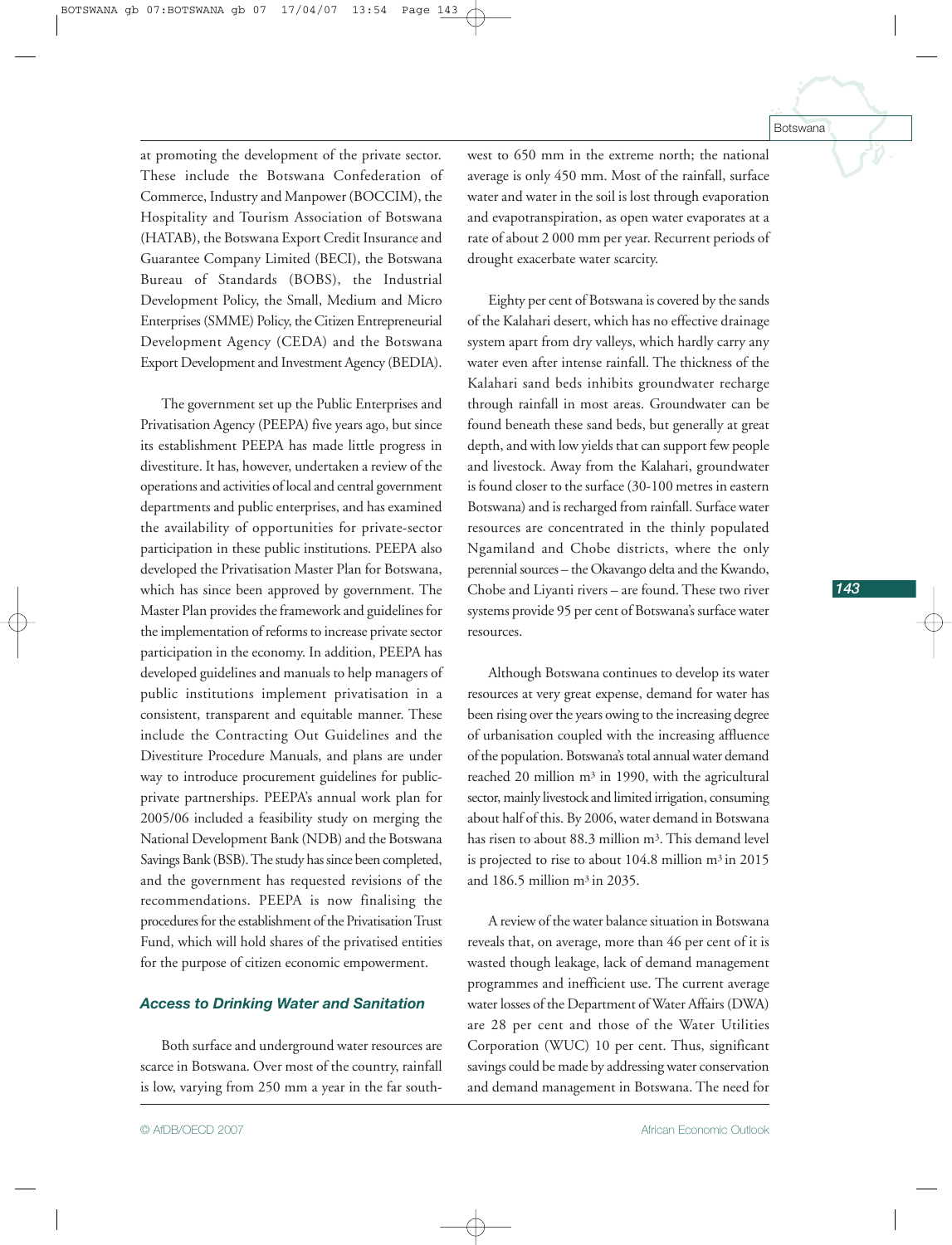at promoting the development of the private sector. These include the Botswana Confederation of Commerce, Industry and Manpower (BOCCIM), the Hospitality and Tourism Association of Botswana (HATAB), the Botswana Export Credit Insurance and Guarantee Company Limited (BECI), the Botswana Bureau of Standards (BOBS), the Industrial Development Policy, the Small, Medium and Micro Enterprises (SMME) Policy, the Citizen Entrepreneurial Development Agency (CEDA) and the Botswana Export Development and Investment Agency (BEDIA).

The government set up the Public Enterprises and Privatisation Agency (PEEPA) five years ago, but since its establishment PEEPA has made little progress in divestiture. It has, however, undertaken a review of the operations and activities of local and central government departments and public enterprises, and has examined the availability of opportunities for private-sector participation in these public institutions. PEEPA also developed the Privatisation Master Plan for Botswana, which has since been approved by government. The Master Plan provides the framework and guidelines for the implementation of reforms to increase private sector participation in the economy. In addition, PEEPA has developed guidelines and manuals to help managers of public institutions implement privatisation in a consistent, transparent and equitable manner. These include the Contracting Out Guidelines and the Divestiture Procedure Manuals, and plans are under way to introduce procurement guidelines for public-private partnerships. PEEPA's annual work plan for 2005/06 included a feasibility study on merging the National Development Bank (NDB) and the Botswana Savings Bank (BSB). The study has since been completed, and the government has requested revisions of the recommendations. PEEPA is now finalising the procedures for the establishment of the Privatisation Trust Fund, which will hold shares of the privatised entities for the purpose of citizen economic empowerment.

### *Access to Drinking Water and Sanitation*

Both surface and underground water resources are scarce in Botswana. Over most of the country, rainfall is low, varying from 250 mm a year in the far south-west to 650 mm in the extreme north; the national average is only 450 mm. Most of the rainfall, surface water and water in the soil is lost through evaporation and evapotranspiration, as open water evaporates at a rate of about 2 000 mm per year. Recurrent periods of drought exacerbate water scarcity.

Eighty per cent of Botswana is covered by the sands of the Kalahari desert, which has no effective drainage system apart from dry valleys, which hardly carry any water even after intense rainfall. The thickness of the Kalahari sand beds inhibits groundwater recharge through rainfall in most areas. Groundwater can be found beneath these sand beds, but generally at great depth, and with low yields that can support few people and livestock. Away from the Kalahari, groundwater is found closer to the surface (30-100 metres in eastern Botswana) and is recharged from rainfall. Surface water resources are concentrated in the thinly populated Ngamiland and Chobe districts, where the only perennial sources – the Okavango delta and the Kwando, Chobe and Liyanti rivers – are found. These two river systems provide 95 per cent of Botswana's surface water resources.

Although Botswana continues to develop its water resources at very great expense, demand for water has been rising over the years owing to the increasing degree of urbanisation coupled with the increasing affluence of the population. Botswana's total annual water demand reached 20 million $m^3$ in 1990, with the agricultural sector, mainly livestock and limited irrigation, consuming about half of this. By 2006, water demand in Botswana has risen to about 88.3 million $m^3$. This demand level is projected to rise to about 104.8 million $m^3$ in 2015 and 186.5 million $m^3$ in 2035.

A review of the water balance situation in Botswana reveals that, on average, more than 46 per cent of it is wasted though leakage, lack of demand management programmes and inefficient use. The current average water losses of the Department of Water Affairs (DWA) are 28 per cent and those of the Water Utilities Corporation (WUC) 10 per cent. Thus, significant savings could be made by addressing water conservation and demand management in Botswana. The need for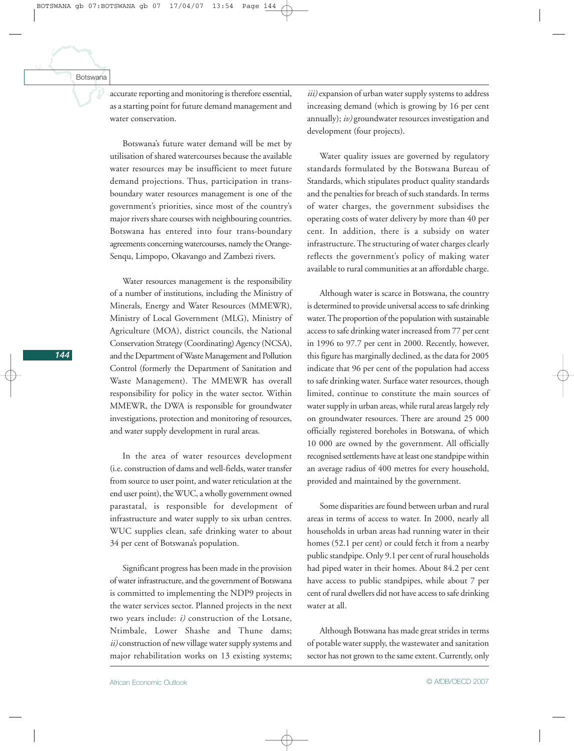accurate reporting and monitoring is therefore essential, as a starting point for future demand management and water conservation.

Botswana's future water demand will be met by utilisation of shared watercourses because the available water resources may be insufficient to meet future demand projections. Thus, participation in trans-boundary water resources management is one of the government's priorities, since most of the country's major rivers share courses with neighbouring countries. Botswana has entered into four trans-boundary agreements concerning watercourses, namely the Orange-Senqu, Limpopo, Okavango and Zambezi rivers.

Water resources management is the responsibility of a number of institutions, including the Ministry of Minerals, Energy and Water Resources (MMEWR), Ministry of Local Government (MLG), Ministry of Agriculture (MOA), district councils, the National Conservation Strategy (Coordinating) Agency (NCSA), and the Department of Waste Management and Pollution Control (formerly the Department of Sanitation and Waste Management). The MMEWR has overall responsibility for policy in the water sector. Within MMEWR, the DWA is responsible for groundwater investigations, protection and monitoring of resources, and water supply development in rural areas.

In the area of water resources development (i.e. construction of dams and well-fields, water transfer from source to user point, and water reticulation at the end user point), the WUC, a wholly government owned parastatal, is responsible for development of infrastructure and water supply to six urban centres. WUC supplies clean, safe drinking water to about 34 per cent of Botswana's population.

Significant progress has been made in the provision of water infrastructure, and the government of Botswana is committed to implementing the NDP9 projects in the water services sector. Planned projects in the next two years include: *i)* construction of the Lotsane, Ntimbale, Lower Shashe and Thune dams; *ii)* construction of new village water supply systems and major rehabilitation works on 13 existing systems; *iii)* expansion of urban water supply systems to address increasing demand (which is growing by 16 per cent annually); *iv)* groundwater resources investigation and development (four projects).

Water quality issues are governed by regulatory standards formulated by the Botswana Bureau of Standards, which stipulates product quality standards and the penalties for breach of such standards. In terms of water charges, the government subsidises the operating costs of water delivery by more than 40 per cent. In addition, there is a subsidy on water infrastructure. The structuring of water charges clearly reflects the government's policy of making water available to rural communities at an affordable charge.

Although water is scarce in Botswana, the country is determined to provide universal access to safe drinking water. The proportion of the population with sustainable access to safe drinking water increased from 77 per cent in 1996 to 97.7 per cent in 2000. Recently, however, this figure has marginally declined, as the data for 2005 indicate that 96 per cent of the population had access to safe drinking water. Surface water resources, though limited, continue to constitute the main sources of water supply in urban areas, while rural areas largely rely on groundwater resources. There are around 25 000 officially registered boreholes in Botswana, of which 10 000 are owned by the government. All officially recognised settlements have at least one standpipe within an average radius of 400 metres for every household, provided and maintained by the government.

Some disparities are found between urban and rural areas in terms of access to water. In 2000, nearly all households in urban areas had running water in their homes (52.1 per cent) or could fetch it from a nearby public standpipe. Only 9.1 per cent of rural households had piped water in their homes. About 84.2 per cent have access to public standpipes, while about 7 per cent of rural dwellers did not have access to safe drinking water at all.

Although Botswana has made great strides in terms of potable water supply, the wastewater and sanitation sector has not grown to the same extent. Currently, only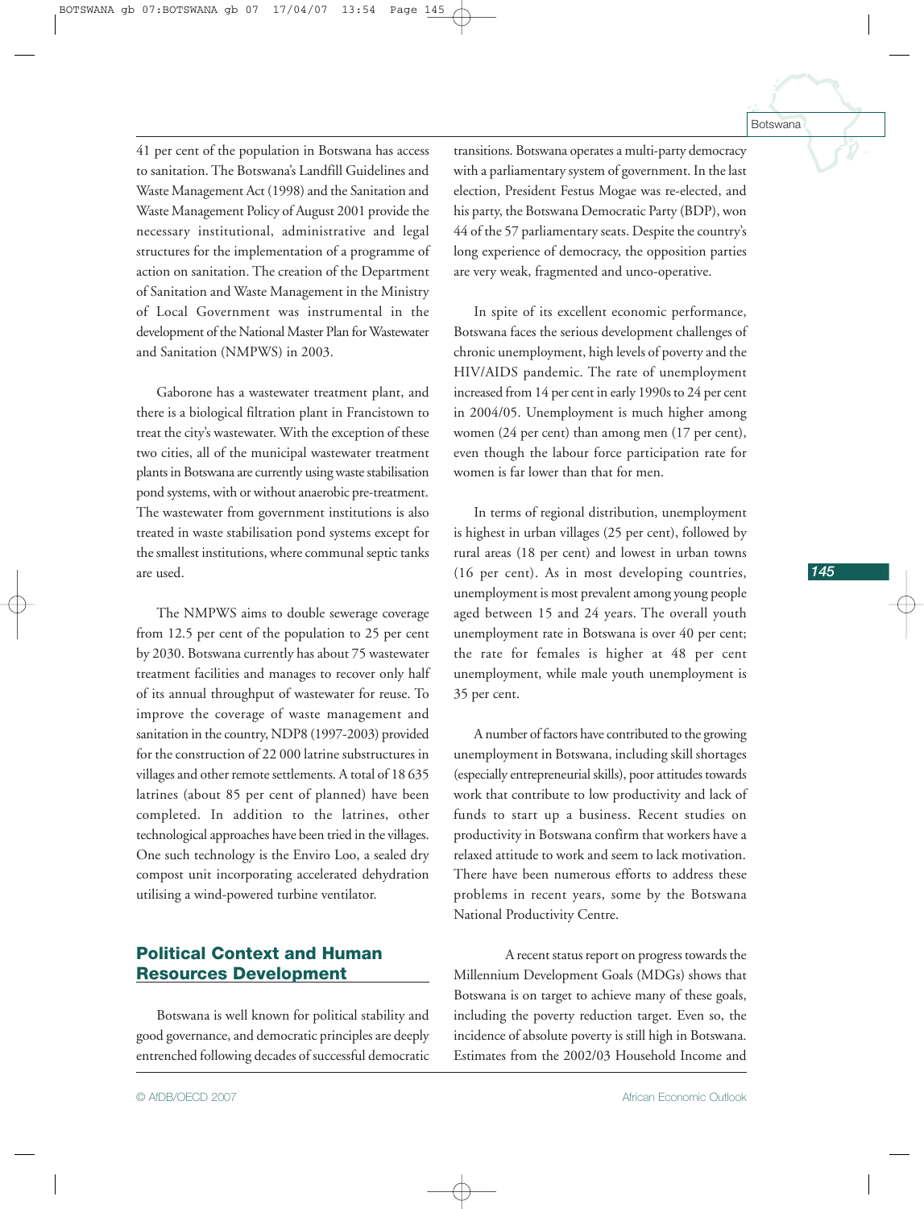41 per cent of the population in Botswana has access to sanitation. The Botswana's Landfill Guidelines and Waste Management Act (1998) and the Sanitation and Waste Management Policy of August 2001 provide the necessary institutional, administrative and legal structures for the implementation of a programme of action on sanitation. The creation of the Department of Sanitation and Waste Management in the Ministry of Local Government was instrumental in the development of the National Master Plan for Wastewater and Sanitation (NMPWS) in 2003.

Gaborone has a wastewater treatment plant, and there is a biological filtration plant in Francistown to treat the city's wastewater. With the exception of these two cities, all of the municipal wastewater treatment plants in Botswana are currently using waste stabilisation pond systems, with or without anaerobic pre-treatment. The wastewater from government institutions is also treated in waste stabilisation pond systems except for the smallest institutions, where communal septic tanks are used.

The NMPWS aims to double sewerage coverage from 12.5 per cent of the population to 25 per cent by 2030. Botswana currently has about 75 wastewater treatment facilities and manages to recover only half of its annual throughput of wastewater for reuse. To improve the coverage of waste management and sanitation in the country, NDP8 (1997-2003) provided for the construction of 22 000 latrine substructures in villages and other remote settlements. A total of 18 635 latrines (about 85 per cent of planned) have been completed. In addition to the latrines, other technological approaches have been tried in the villages. One such technology is the Enviro Loo, a sealed dry compost unit incorporating accelerated dehydration utilising a wind-powered turbine ventilator.

## Political Context and Human Resources Development

Botswana is well known for political stability and good governance, and democratic principles are deeply entrenched following decades of successful democratic transitions. Botswana operates a multi-party democracy with a parliamentary system of government. In the last election, President Festus Mogae was re-elected, and his party, the Botswana Democratic Party (BDP), won 44 of the 57 parliamentary seats. Despite the country's long experience of democracy, the opposition parties are very weak, fragmented and unco-operative.

In spite of its excellent economic performance, Botswana faces the serious development challenges of chronic unemployment, high levels of poverty and the HIV/AIDS pandemic. The rate of unemployment increased from 14 per cent in early 1990s to 24 per cent in 2004/05. Unemployment is much higher among women (24 per cent) than among men (17 per cent), even though the labour force participation rate for women is far lower than that for men.

In terms of regional distribution, unemployment is highest in urban villages (25 per cent), followed by rural areas (18 per cent) and lowest in urban towns (16 per cent). As in most developing countries, unemployment is most prevalent among young people aged between 15 and 24 years. The overall youth unemployment rate in Botswana is over 40 per cent; the rate for females is higher at 48 per cent unemployment, while male youth unemployment is 35 per cent.

A number of factors have contributed to the growing unemployment in Botswana, including skill shortages (especially entrepreneurial skills), poor attitudes towards work that contribute to low productivity and lack of funds to start up a business. Recent studies on productivity in Botswana confirm that workers have a relaxed attitude to work and seem to lack motivation. There have been numerous efforts to address these problems in recent years, some by the Botswana National Productivity Centre.

A recent status report on progress towards the Millennium Development Goals (MDGs) shows that Botswana is on target to achieve many of these goals, including the poverty reduction target. Even so, the incidence of absolute poverty is still high in Botswana. Estimates from the 2002/03 Household Income and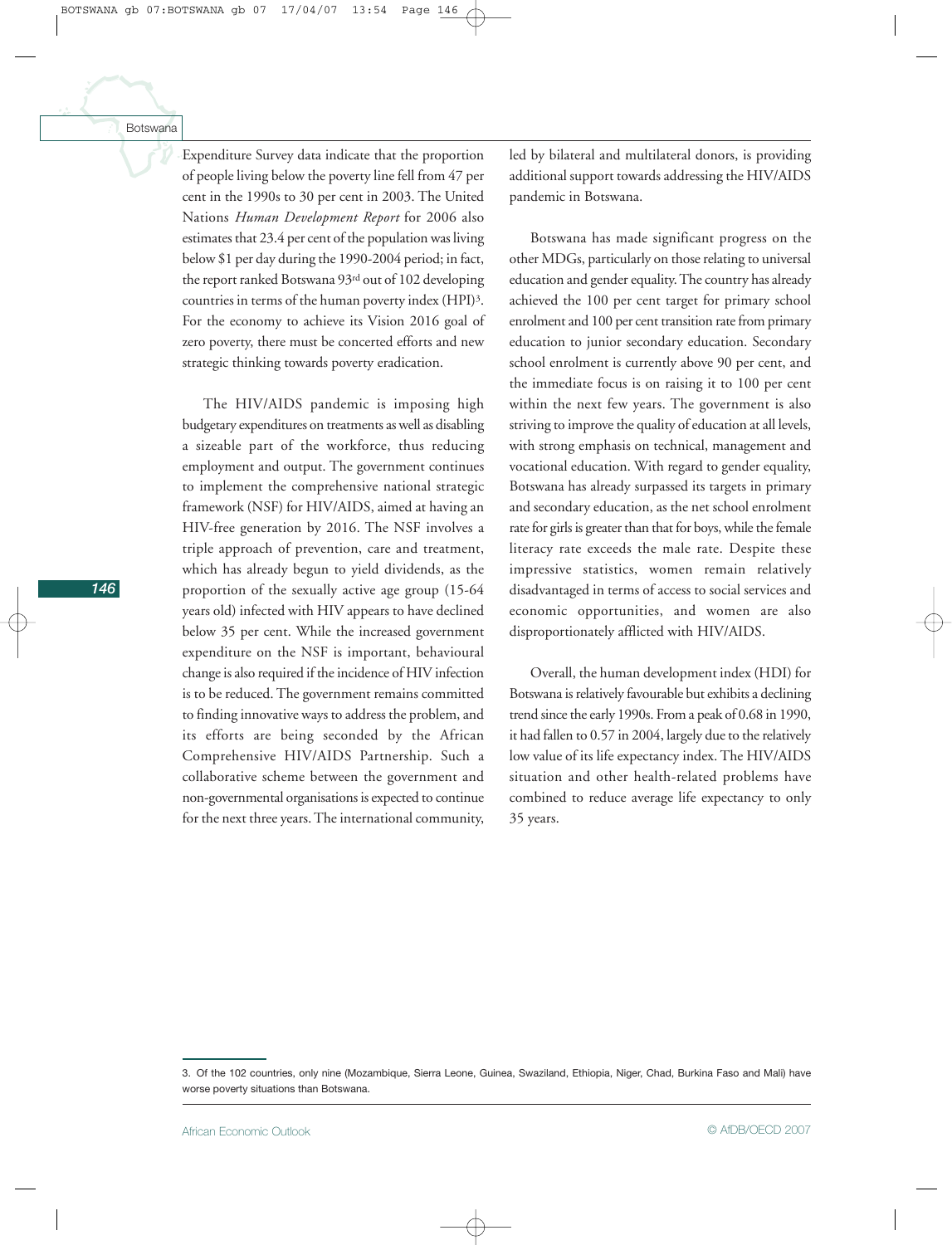Expenditure Survey data indicate that the proportion of people living below the poverty line fell from 47 per cent in the 1990s to 30 per cent in 2003. The United Nations *Human Development Report* for 2006 also estimates that 23.4 per cent of the population was living below $1 per day during the 1990-2004 period; in fact, the report ranked Botswana 93rd out of 102 developing countries in terms of the human poverty index (HPI)[3]. For the economy to achieve its Vision 2016 goal of zero poverty, there must be concerted efforts and new strategic thinking towards poverty eradication.

The HIV/AIDS pandemic is imposing high budgetary expenditures on treatments as well as disabling a sizeable part of the workforce, thus reducing employment and output. The government continues to implement the comprehensive national strategic framework (NSF) for HIV/AIDS, aimed at having an HIV-free generation by 2016. The NSF involves a triple approach of prevention, care and treatment, which has already begun to yield dividends, as the proportion of the sexually active age group (15-64 years old) infected with HIV appears to have declined below 35 per cent. While the increased government expenditure on the NSF is important, behavioural change is also required if the incidence of HIV infection is to be reduced. The government remains committed to finding innovative ways to address the problem, and its efforts are being seconded by the African Comprehensive HIV/AIDS Partnership. Such a collaborative scheme between the government and non-governmental organisations is expected to continue for the next three years. The international community, led by bilateral and multilateral donors, is providing additional support towards addressing the HIV/AIDS pandemic in Botswana.

Botswana has made significant progress on the other MDGs, particularly on those relating to universal education and gender equality. The country has already achieved the 100 per cent target for primary school enrolment and 100 per cent transition rate from primary education to junior secondary education. Secondary school enrolment is currently above 90 per cent, and the immediate focus is on raising it to 100 per cent within the next few years. The government is also striving to improve the quality of education at all levels, with strong emphasis on technical, management and vocational education. With regard to gender equality, Botswana has already surpassed its targets in primary and secondary education, as the net school enrolment rate for girls is greater than that for boys, while the female literacy rate exceeds the male rate. Despite these impressive statistics, women remain relatively disadvantaged in terms of access to social services and economic opportunities, and women are also disproportionately afflicted with HIV/AIDS.

Overall, the human development index (HDI) for Botswana is relatively favourable but exhibits a declining trend since the early 1990s. From a peak of 0.68 in 1990, it had fallen to 0.57 in 2004, largely due to the relatively low value of its life expectancy index. The HIV/AIDS situation and other health-related problems have combined to reduce average life expectancy to only 35 years.

3. Of the 102 countries, only nine (Mozambique, Sierra Leone, Guinea, Swaziland, Ethiopia, Niger, Chad, Burkina Faso and Mali) have worse poverty situations than Botswana.